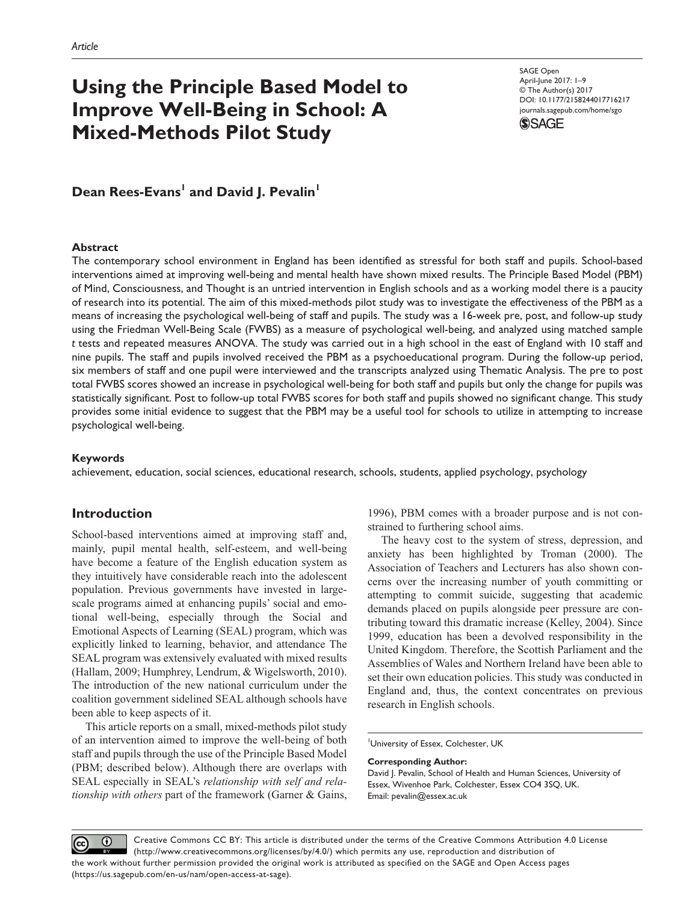Article

# Using the Principle Based Model to Improve Well-Being in School: A Mixed-Methods Pilot Study

SAGE Open
April-June 2017: 1–9
© The Author(s) 2017
DOI: 10.1177/2158244017716217
journals.sagepub.com/home/sgo

**Dean Rees-Evans[1] and David J. Pevalin[1]**

## Abstract

The contemporary school environment in England has been identified as stressful for both staff and pupils. School-based interventions aimed at improving well-being and mental health have shown mixed results. The Principle Based Model (PBM) of Mind, Consciousness, and Thought is an untried intervention in English schools and as a working model there is a paucity of research into its potential. The aim of this mixed-methods pilot study was to investigate the effectiveness of the PBM as a means of increasing the psychological well-being of staff and pupils. The study was a 16-week pre, post, and follow-up study using the Friedman Well-Being Scale (FWBS) as a measure of psychological well-being, and analyzed using matched sample *t* tests and repeated measures ANOVA. The study was carried out in a high school in the east of England with 10 staff and nine pupils. The staff and pupils involved received the PBM as a psychoeducational program. During the follow-up period, six members of staff and one pupil were interviewed and the transcripts analyzed using Thematic Analysis. The pre to post total FWBS scores showed an increase in psychological well-being for both staff and pupils but only the change for pupils was statistically significant. Post to follow-up total FWBS scores for both staff and pupils showed no significant change. This study provides some initial evidence to suggest that the PBM may be a useful tool for schools to utilize in attempting to increase psychological well-being.

### Keywords

achievement, education, social sciences, educational research, schools, students, applied psychology, psychology

## Introduction

School-based interventions aimed at improving staff and, mainly, pupil mental health, self-esteem, and well-being have become a feature of the English education system as they intuitively have considerable reach into the adolescent population. Previous governments have invested in large-scale programs aimed at enhancing pupils' social and emotional well-being, especially through the Social and Emotional Aspects of Learning (SEAL) program, which was explicitly linked to learning, behavior, and attendance The SEAL program was extensively evaluated with mixed results (Hallam, 2009; Humphrey, Lendrum, & Wigelsworth, 2010). The introduction of the new national curriculum under the coalition government sidelined SEAL although schools have been able to keep aspects of it.

This article reports on a small, mixed-methods pilot study of an intervention aimed to improve the well-being of both staff and pupils through the use of the Principle Based Model (PBM; described below). Although there are overlaps with SEAL especially in SEAL's *relationship with self and relationship with others* part of the framework (Garner & Gains, 1996), PBM comes with a broader purpose and is not constrained to furthering school aims.

The heavy cost to the system of stress, depression, and anxiety has been highlighted by Troman (2000). The Association of Teachers and Lecturers has also shown concerns over the increasing number of youth committing or attempting to commit suicide, suggesting that academic demands placed on pupils alongside peer pressure are contributing toward this dramatic increase (Kelley, 2004). Since 1999, education has been a devolved responsibility in the United Kingdom. Therefore, the Scottish Parliament and the Assemblies of Wales and Northern Ireland have been able to set their own education policies. This study was conducted in England and, thus, the context concentrates on previous research in English schools.

[1]University of Essex, Colchester, UK

**Corresponding Author:**
David J. Pevalin, School of Health and Human Sciences, University of Essex, Wivenhoe Park, Colchester, Essex CO4 3SQ, UK.
Email: pevalin@essex.ac.uk

Creative Commons CC BY: This article is distributed under the terms of the Creative Commons Attribution 4.0 License (http://www.creativecommons.org/licenses/by/4.0/) which permits any use, reproduction and distribution of the work without further permission provided the original work is attributed as specified on the SAGE and Open Access pages (https://us.sagepub.com/en-us/nam/open-access-at-sage).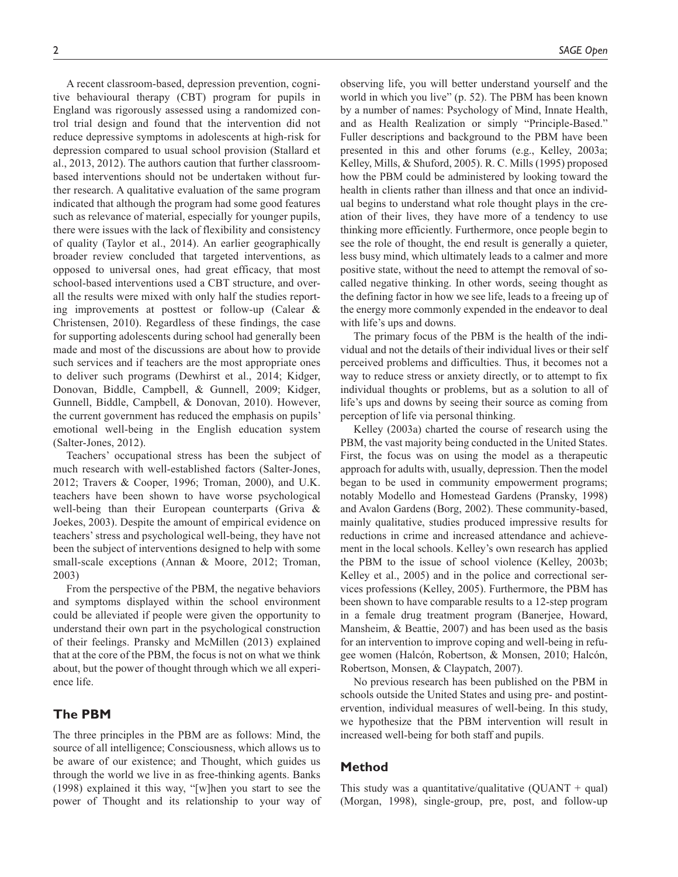A recent classroom-based, depression prevention, cognitive behavioural therapy (CBT) program for pupils in England was rigorously assessed using a randomized control trial design and found that the intervention did not reduce depressive symptoms in adolescents at high-risk for depression compared to usual school provision (Stallard et al., 2013, 2012). The authors caution that further classroom-based interventions should not be undertaken without further research. A qualitative evaluation of the same program indicated that although the program had some good features such as relevance of material, especially for younger pupils, there were issues with the lack of flexibility and consistency of quality (Taylor et al., 2014). An earlier geographically broader review concluded that targeted interventions, as opposed to universal ones, had great efficacy, that most school-based interventions used a CBT structure, and overall the results were mixed with only half the studies reporting improvements at posttest or follow-up (Calear & Christensen, 2010). Regardless of these findings, the case for supporting adolescents during school had generally been made and most of the discussions are about how to provide such services and if teachers are the most appropriate ones to deliver such programs (Dewhirst et al., 2014; Kidger, Donovan, Biddle, Campbell, & Gunnell, 2009; Kidger, Gunnell, Biddle, Campbell, & Donovan, 2010). However, the current government has reduced the emphasis on pupils' emotional well-being in the English education system (Salter-Jones, 2012).

Teachers' occupational stress has been the subject of much research with well-established factors (Salter-Jones, 2012; Travers & Cooper, 1996; Troman, 2000), and U.K. teachers have been shown to have worse psychological well-being than their European counterparts (Griva & Joekes, 2003). Despite the amount of empirical evidence on teachers' stress and psychological well-being, they have not been the subject of interventions designed to help with some small-scale exceptions (Annan & Moore, 2012; Troman, 2003)

From the perspective of the PBM, the negative behaviors and symptoms displayed within the school environment could be alleviated if people were given the opportunity to understand their own part in the psychological construction of their feelings. Pransky and McMillen (2013) explained that at the core of the PBM, the focus is not on what we think about, but the power of thought through which we all experience life.

## The PBM

The three principles in the PBM are as follows: Mind, the source of all intelligence; Consciousness, which allows us to be aware of our existence; and Thought, which guides us through the world we live in as free-thinking agents. Banks (1998) explained it this way, "[w]hen you start to see the power of Thought and its relationship to your way of observing life, you will better understand yourself and the world in which you live" (p. 52). The PBM has been known by a number of names: Psychology of Mind, Innate Health, and as Health Realization or simply "Principle-Based." Fuller descriptions and background to the PBM have been presented in this and other forums (e.g., Kelley, 2003a; Kelley, Mills, & Shuford, 2005). R. C. Mills (1995) proposed how the PBM could be administered by looking toward the health in clients rather than illness and that once an individual begins to understand what role thought plays in the creation of their lives, they have more of a tendency to use thinking more efficiently. Furthermore, once people begin to see the role of thought, the end result is generally a quieter, less busy mind, which ultimately leads to a calmer and more positive state, without the need to attempt the removal of so-called negative thinking. In other words, seeing thought as the defining factor in how we see life, leads to a freeing up of the energy more commonly expended in the endeavor to deal with life's ups and downs.

The primary focus of the PBM is the health of the individual and not the details of their individual lives or their self perceived problems and difficulties. Thus, it becomes not a way to reduce stress or anxiety directly, or to attempt to fix individual thoughts or problems, but as a solution to all of life's ups and downs by seeing their source as coming from perception of life via personal thinking.

Kelley (2003a) charted the course of research using the PBM, the vast majority being conducted in the United States. First, the focus was on using the model as a therapeutic approach for adults with, usually, depression. Then the model began to be used in community empowerment programs; notably Modello and Homestead Gardens (Pransky, 1998) and Avalon Gardens (Borg, 2002). These community-based, mainly qualitative, studies produced impressive results for reductions in crime and increased attendance and achievement in the local schools. Kelley's own research has applied the PBM to the issue of school violence (Kelley, 2003b; Kelley et al., 2005) and in the police and correctional services professions (Kelley, 2005). Furthermore, the PBM has been shown to have comparable results to a 12-step program in a female drug treatment program (Banerjee, Howard, Mansheim, & Beattie, 2007) and has been used as the basis for an intervention to improve coping and well-being in refugee women (Halcón, Robertson, & Monsen, 2010; Halcón, Robertson, Monsen, & Claypatch, 2007).

No previous research has been published on the PBM in schools outside the United States and using pre- and postintervention, individual measures of well-being. In this study, we hypothesize that the PBM intervention will result in increased well-being for both staff and pupils.

## Method

This study was a quantitative/qualitative (QUANT + qual) (Morgan, 1998), single-group, pre, post, and follow-up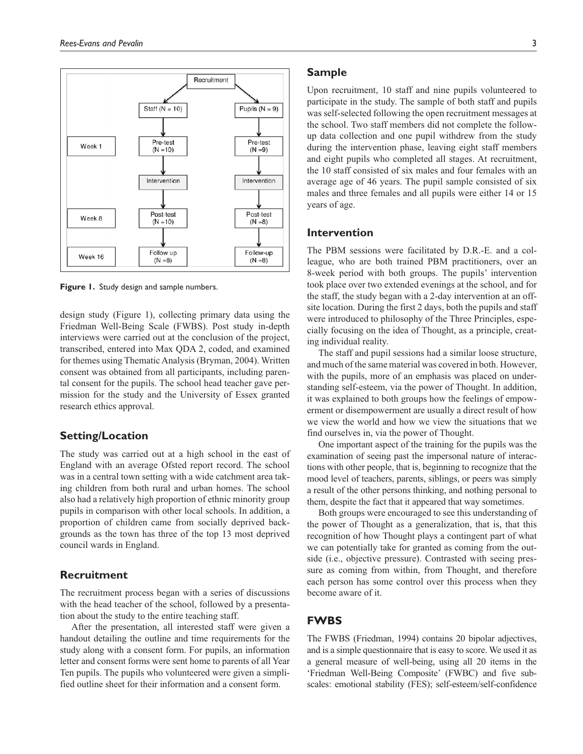Figure 1. Study design and sample numbers.

design study (Figure 1), collecting primary data using the Friedman Well-Being Scale (FWBS). Post study in-depth interviews were carried out at the conclusion of the project, transcribed, entered into Max QDA 2, coded, and examined for themes using Thematic Analysis (Bryman, 2004). Written consent was obtained from all participants, including parental consent for the pupils. The school head teacher gave permission for the study and the University of Essex granted research ethics approval.

## Setting/Location

The study was carried out at a high school in the east of England with an average Ofsted report record. The school was in a central town setting with a wide catchment area taking children from both rural and urban homes. The school also had a relatively high proportion of ethnic minority group pupils in comparison with other local schools. In addition, a proportion of children came from socially deprived backgrounds as the town has three of the top 13 most deprived council wards in England.

## Recruitment

The recruitment process began with a series of discussions with the head teacher of the school, followed by a presentation about the study to the entire teaching staff.

After the presentation, all interested staff were given a handout detailing the outline and time requirements for the study along with a consent form. For pupils, an information letter and consent forms were sent home to parents of all Year Ten pupils. The pupils who volunteered were given a simplified outline sheet for their information and a consent form.

## Sample

Upon recruitment, 10 staff and nine pupils volunteered to participate in the study. The sample of both staff and pupils was self-selected following the open recruitment messages at the school. Two staff members did not complete the follow-up data collection and one pupil withdrew from the study during the intervention phase, leaving eight staff members and eight pupils who completed all stages. At recruitment, the 10 staff consisted of six males and four females with an average age of 46 years. The pupil sample consisted of six males and three females and all pupils were either 14 or 15 years of age.

## Intervention

The PBM sessions were facilitated by D.R.-E. and a colleague, who are both trained PBM practitioners, over an 8-week period with both groups. The pupils' intervention took place over two extended evenings at the school, and for the staff, the study began with a 2-day intervention at an off-site location. During the first 2 days, both the pupils and staff were introduced to philosophy of the Three Principles, especially focusing on the idea of Thought, as a principle, creating individual reality.

The staff and pupil sessions had a similar loose structure, and much of the same material was covered in both. However, with the pupils, more of an emphasis was placed on understanding self-esteem, via the power of Thought. In addition, it was explained to both groups how the feelings of empowerment or disempowerment are usually a direct result of how we view the world and how we view the situations that we find ourselves in, via the power of Thought.

One important aspect of the training for the pupils was the examination of seeing past the impersonal nature of interactions with other people, that is, beginning to recognize that the mood level of teachers, parents, siblings, or peers was simply a result of the other persons thinking, and nothing personal to them, despite the fact that it appeared that way sometimes.

Both groups were encouraged to see this understanding of the power of Thought as a generalization, that is, that this recognition of how Thought plays a contingent part of what we can potentially take for granted as coming from the outside (i.e., objective pressure). Contrasted with seeing pressure as coming from within, from Thought, and therefore each person has some control over this process when they become aware of it.

## FWBS

The FWBS (Friedman, 1994) contains 20 bipolar adjectives, and is a simple questionnaire that is easy to score. We used it as a general measure of well-being, using all 20 items in the 'Friedman Well-Being Composite' (FWBC) and five subscales: emotional stability (FES); self-esteem/self-confidence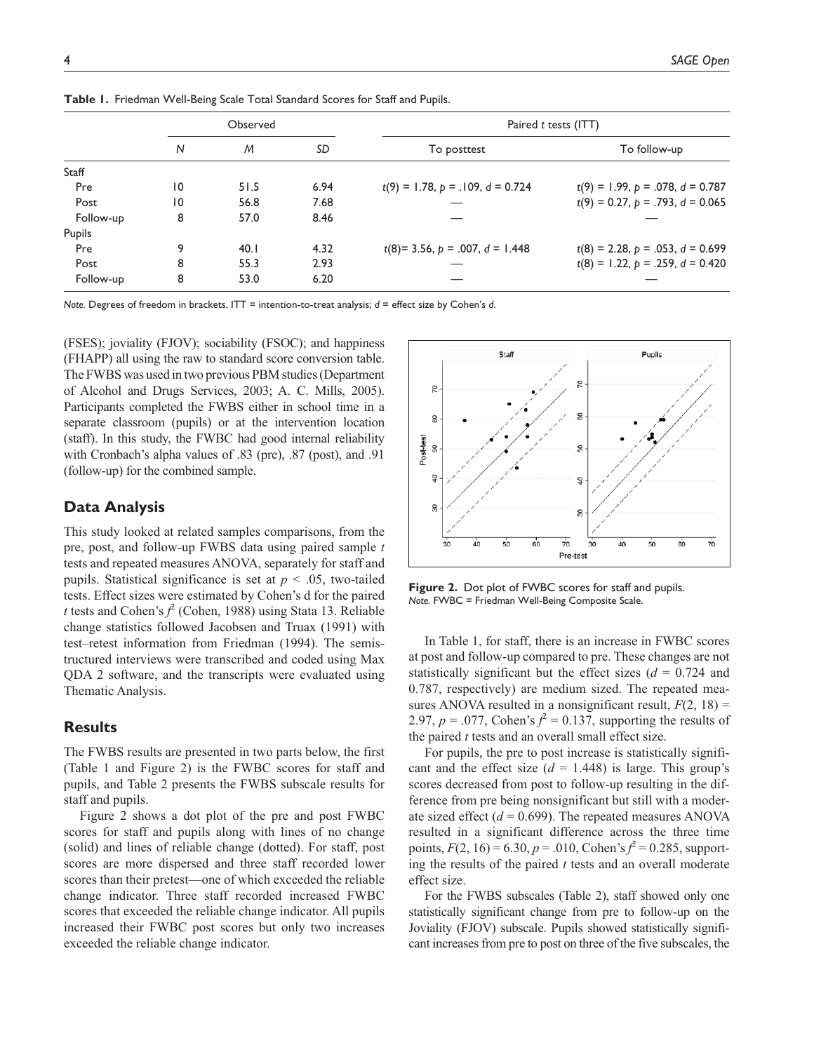**Table 1.** Friedman Well-Being Scale Total Standard Scores for Staff and Pupils.

| | Observed | | | Paired *t* tests (ITT) | |
|---|---|---|---|---|---|
| | *N* | *M* | *SD* | To posttest | To follow-up |
| Staff | | | | | |
| Pre | 10 | 51.5 | 6.94 | $t(9) = 1.78$, $p = .109$, $d = 0.724$ | $t(9) = 1.99$, $p = .078$, $d = 0.787$ |
| Post | 10 | 56.8 | 7.68 | — | $t(9) = 0.27$, $p = .793$, $d = 0.065$ |
| Follow-up | 8 | 57.0 | 8.46 | — | — |
| Pupils | | | | | |
| Pre | 9 | 40.1 | 4.32 | $t(8) = 3.56$, $p = .007$, $d = 1.448$ | $t(8) = 2.28$, $p = .053$, $d = 0.699$ |
| Post | 8 | 55.3 | 2.93 | — | $t(8) = 1.22$, $p = .259$, $d = 0.420$ |
| Follow-up | 8 | 53.0 | 6.20 | — | — |

*Note.* Degrees of freedom in brackets. ITT = intention-to-treat analysis; *d* = effect size by Cohen's *d*.

(FSES); joviality (FJOV); sociability (FSOC); and happiness (FHAPP) all using the raw to standard score conversion table. The FWBS was used in two previous PBM studies (Department of Alcohol and Drugs Services, 2003; A. C. Mills, 2005). Participants completed the FWBS either in school time in a separate classroom (pupils) or at the intervention location (staff). In this study, the FWBC had good internal reliability with Cronbach's alpha values of .83 (pre), .87 (post), and .91 (follow-up) for the combined sample.

## Data Analysis

This study looked at related samples comparisons, from the pre, post, and follow-up FWBS data using paired sample *t* tests and repeated measures ANOVA, separately for staff and pupils. Statistical significance is set at $p < .05$, two-tailed tests. Effect sizes were estimated by Cohen's d for the paired *t* tests and Cohen's $f^2$ (Cohen, 1988) using Stata 13. Reliable change statistics followed Jacobsen and Truax (1991) with test–retest information from Friedman (1994). The semistructured interviews were transcribed and coded using Max QDA 2 software, and the transcripts were evaluated using Thematic Analysis.

## Results

The FWBS results are presented in two parts below, the first (Table 1 and Figure 2) is the FWBC scores for staff and pupils, and Table 2 presents the FWBS subscale results for staff and pupils.

Figure 2 shows a dot plot of the pre and post FWBC scores for staff and pupils along with lines of no change (solid) and lines of reliable change (dotted). For staff, post scores are more dispersed and three staff recorded lower scores than their pretest—one of which exceeded the reliable change indicator. Three staff recorded increased FWBC scores that exceeded the reliable change indicator. All pupils increased their FWBC post scores but only two increases exceeded the reliable change indicator.

**Figure 2.** Dot plot of FWBC scores for staff and pupils.
*Note.* FWBC = Friedman Well-Being Composite Scale.

In Table 1, for staff, there is an increase in FWBC scores at post and follow-up compared to pre. These changes are not statistically significant but the effect sizes ($d = 0.724$ and 0.787, respectively) are medium sized. The repeated measures ANOVA resulted in a nonsignificant result, $F(2, 18) = 2.97$, $p = .077$, Cohen's $f^2 = 0.137$, supporting the results of the paired *t* tests and an overall small effect size.

For pupils, the pre to post increase is statistically significant and the effect size ($d = 1.448$) is large. This group's scores decreased from post to follow-up resulting in the difference from pre being nonsignificant but still with a moderate sized effect ($d = 0.699$). The repeated measures ANOVA resulted in a significant difference across the three time points, $F(2, 16) = 6.30$, $p = .010$, Cohen's $f^2 = 0.285$, supporting the results of the paired *t* tests and an overall moderate effect size.

For the FWBS subscales (Table 2), staff showed only one statistically significant change from pre to follow-up on the Joviality (FJOV) subscale. Pupils showed statistically significant increases from pre to post on three of the five subscales, the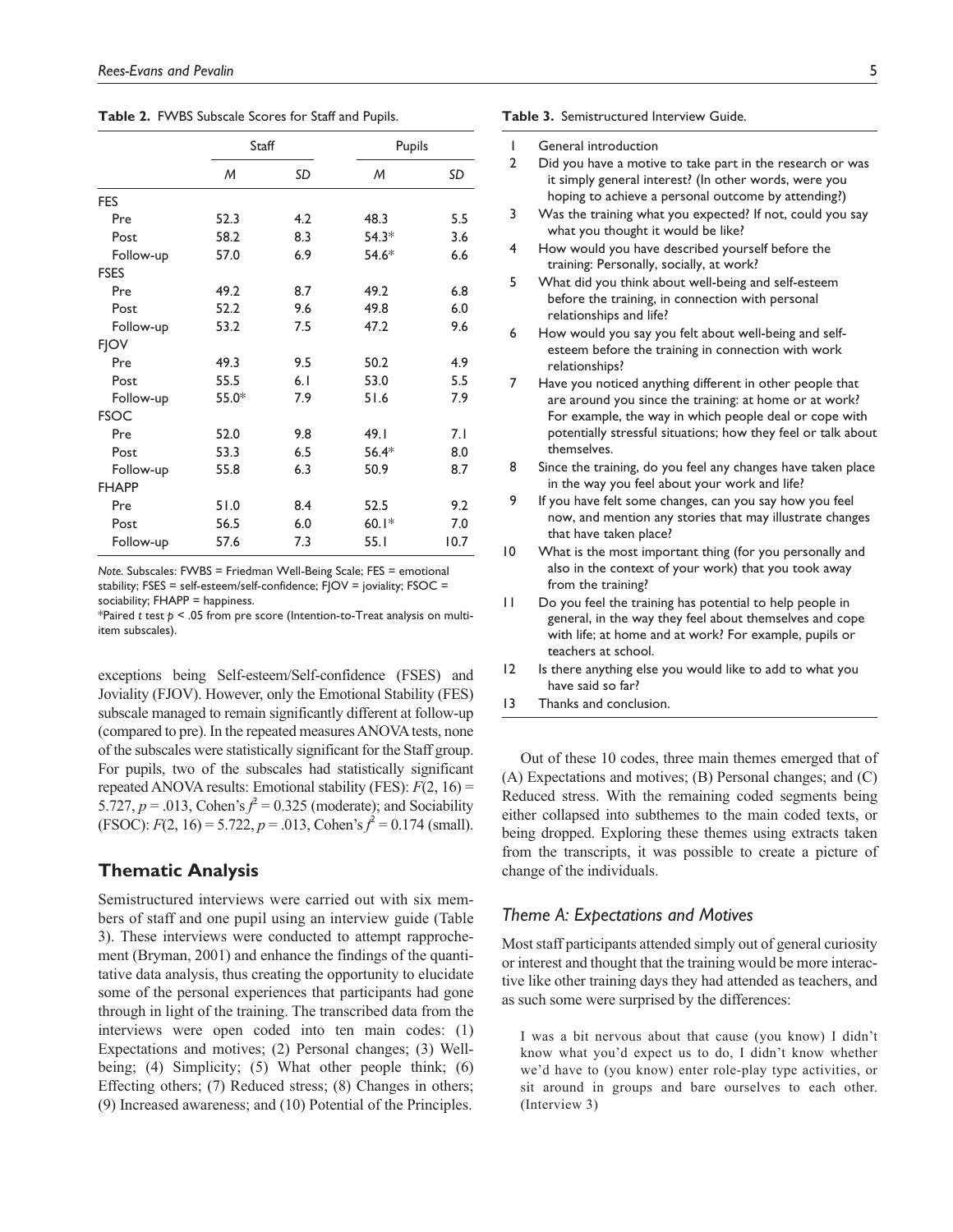**Table 2.** FWBS Subscale Scores for Staff and Pupils.

| | Staff | | Pupils | |
|---|---|---|---|---|
| | *M* | *SD* | *M* | *SD* |
| FES | | | | |
| Pre | 52.3 | 4.2 | 48.3 | 5.5 |
| Post | 58.2 | 8.3 | 54.3* | 3.6 |
| Follow-up | 57.0 | 6.9 | 54.6* | 6.6 |
| FSES | | | | |
| Pre | 49.2 | 8.7 | 49.2 | 6.8 |
| Post | 52.2 | 9.6 | 49.8 | 6.0 |
| Follow-up | 53.2 | 7.5 | 47.2 | 9.6 |
| FJOV | | | | |
| Pre | 49.3 | 9.5 | 50.2 | 4.9 |
| Post | 55.5 | 6.1 | 53.0 | 5.5 |
| Follow-up | 55.0* | 7.9 | 51.6 | 7.9 |
| FSOC | | | | |
| Pre | 52.0 | 9.8 | 49.1 | 7.1 |
| Post | 53.3 | 6.5 | 56.4* | 8.0 |
| Follow-up | 55.8 | 6.3 | 50.9 | 8.7 |
| FHAPP | | | | |
| Pre | 51.0 | 8.4 | 52.5 | 9.2 |
| Post | 56.5 | 6.0 | 60.1* | 7.0 |
| Follow-up | 57.6 | 7.3 | 55.1 | 10.7 |

*Note.* Subscales: FWBS = Friedman Well-Being Scale; FES = emotional stability; FSES = self-esteem/self-confidence; FJOV = joviality; FSOC = sociability; FHAPP = happiness.

*Paired *t* test $p < .05$ from pre score (Intention-to-Treat analysis on multi-item subscales).

exceptions being Self-esteem/Self-confidence (FSES) and Joviality (FJOV). However, only the Emotional Stability (FES) subscale managed to remain significantly different at follow-up (compared to pre). In the repeated measures ANOVA tests, none of the subscales were statistically significant for the Staff group. For pupils, two of the subscales had statistically significant repeated ANOVA results: Emotional stability (FES): $F(2, 16) = 5.727$, $p = .013$, Cohen's $f^2 = 0.325$ (moderate); and Sociability (FSOC): $F(2, 16) = 5.722$, $p = .013$, Cohen's $f^2 = 0.174$ (small).

## Thematic Analysis

Semistructured interviews were carried out with six members of staff and one pupil using an interview guide (Table 3). These interviews were conducted to attempt rapprochement (Bryman, 2001) and enhance the findings of the quantitative data analysis, thus creating the opportunity to elucidate some of the personal experiences that participants had gone through in light of the training. The transcribed data from the interviews were open coded into ten main codes: (1) Expectations and motives; (2) Personal changes; (3) Well-being; (4) Simplicity; (5) What other people think; (6) Effecting others; (7) Reduced stress; (8) Changes in others; (9) Increased awareness; and (10) Potential of the Principles.

**Table 3.** Semistructured Interview Guide.

| | |
|---|---|
| 1 | General introduction |
| 2 | Did you have a motive to take part in the research or was it simply general interest? (In other words, were you hoping to achieve a personal outcome by attending?) |
| 3 | Was the training what you expected? If not, could you say what you thought it would be like? |
| 4 | How would you have described yourself before the training: Personally, socially, at work? |
| 5 | What did you think about well-being and self-esteem before the training, in connection with personal relationships and life? |
| 6 | How would you say you felt about well-being and self-esteem before the training in connection with work relationships? |
| 7 | Have you noticed anything different in other people that are around you since the training: at home or at work? For example, the way in which people deal or cope with potentially stressful situations; how they feel or talk about themselves. |
| 8 | Since the training, do you feel any changes have taken place in the way you feel about your work and life? |
| 9 | If you have felt some changes, can you say how you feel now, and mention any stories that may illustrate changes that have taken place? |
| 10 | What is the most important thing (for you personally and also in the context of your work) that you took away from the training? |
| 11 | Do you feel the training has potential to help people in general, in the way they feel about themselves and cope with life; at home and at work? For example, pupils or teachers at school. |
| 12 | Is there anything else you would like to add to what you have said so far? |
| 13 | Thanks and conclusion. |

Out of these 10 codes, three main themes emerged that of (A) Expectations and motives; (B) Personal changes; and (C) Reduced stress. With the remaining coded segments being either collapsed into subthemes to the main coded texts, or being dropped. Exploring these themes using extracts taken from the transcripts, it was possible to create a picture of change of the individuals.

### Theme A: Expectations and Motives

Most staff participants attended simply out of general curiosity or interest and thought that the training would be more interactive like other training days they had attended as teachers, and as such some were surprised by the differences:

> I was a bit nervous about that cause (you know) I didn't know what you'd expect us to do, I didn't know whether we'd have to (you know) enter role-play type activities, or sit around in groups and bare ourselves to each other. (Interview 3)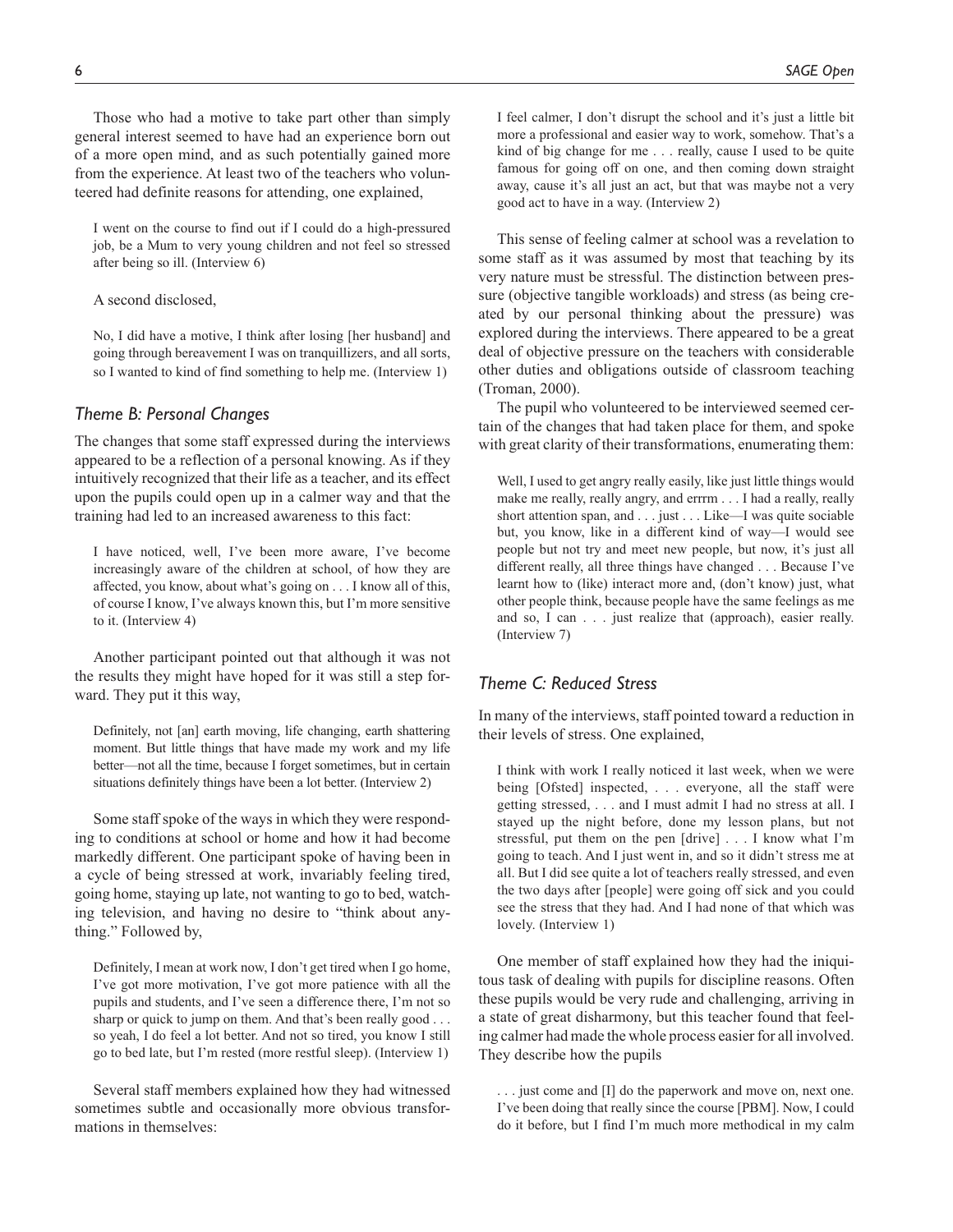Those who had a motive to take part other than simply general interest seemed to have had an experience born out of a more open mind, and as such potentially gained more from the experience. At least two of the teachers who volunteered had definite reasons for attending, one explained,

> I went on the course to find out if I could do a high-pressured job, be a Mum to very young children and not feel so stressed after being so ill. (Interview 6)

A second disclosed,

> No, I did have a motive, I think after losing [her husband] and going through bereavement I was on tranquillizers, and all sorts, so I wanted to kind of find something to help me. (Interview 1)

### *Theme B: Personal Changes*

The changes that some staff expressed during the interviews appeared to be a reflection of a personal knowing. As if they intuitively recognized that their life as a teacher, and its effect upon the pupils could open up in a calmer way and that the training had led to an increased awareness to this fact:

> I have noticed, well, I've been more aware, I've become increasingly aware of the children at school, of how they are affected, you know, about what's going on . . . I know all of this, of course I know, I've always known this, but I'm more sensitive to it. (Interview 4)

Another participant pointed out that although it was not the results they might have hoped for it was still a step forward. They put it this way,

> Definitely, not [an] earth moving, life changing, earth shattering moment. But little things that have made my work and my life better—not all the time, because I forget sometimes, but in certain situations definitely things have been a lot better. (Interview 2)

Some staff spoke of the ways in which they were responding to conditions at school or home and how it had become markedly different. One participant spoke of having been in a cycle of being stressed at work, invariably feeling tired, going home, staying up late, not wanting to go to bed, watching television, and having no desire to "think about anything." Followed by,

> Definitely, I mean at work now, I don't get tired when I go home, I've got more motivation, I've got more patience with all the pupils and students, and I've seen a difference there, I'm not so sharp or quick to jump on them. And that's been really good . . . so yeah, I do feel a lot better. And not so tired, you know I still go to bed late, but I'm rested (more restful sleep). (Interview 1)

Several staff members explained how they had witnessed sometimes subtle and occasionally more obvious transformations in themselves:

> I feel calmer, I don't disrupt the school and it's just a little bit more a professional and easier way to work, somehow. That's a kind of big change for me . . . really, cause I used to be quite famous for going off on one, and then coming down straight away, cause it's all just an act, but that was maybe not a very good act to have in a way. (Interview 2)

This sense of feeling calmer at school was a revelation to some staff as it was assumed by most that teaching by its very nature must be stressful. The distinction between pressure (objective tangible workloads) and stress (as being created by our personal thinking about the pressure) was explored during the interviews. There appeared to be a great deal of objective pressure on the teachers with considerable other duties and obligations outside of classroom teaching (Troman, 2000).

The pupil who volunteered to be interviewed seemed certain of the changes that had taken place for them, and spoke with great clarity of their transformations, enumerating them:

> Well, I used to get angry really easily, like just little things would make me really, really angry, and errrm . . . I had a really, really short attention span, and . . . just . . . Like—I was quite sociable but, you know, like in a different kind of way—I would see people but not try and meet new people, but now, it's just all different really, all three things have changed . . . Because I've learnt how to (like) interact more and, (don't know) just, what other people think, because people have the same feelings as me and so, I can . . . just realize that (approach), easier really. (Interview 7)

### *Theme C: Reduced Stress*

In many of the interviews, staff pointed toward a reduction in their levels of stress. One explained,

> I think with work I really noticed it last week, when we were being [Ofsted] inspected, . . . everyone, all the staff were getting stressed, . . . and I must admit I had no stress at all. I stayed up the night before, done my lesson plans, but not stressful, put them on the pen [drive] . . . I know what I'm going to teach. And I just went in, and so it didn't stress me at all. But I did see quite a lot of teachers really stressed, and even the two days after [people] were going off sick and you could see the stress that they had. And I had none of that which was lovely. (Interview 1)

One member of staff explained how they had the iniquitous task of dealing with pupils for discipline reasons. Often these pupils would be very rude and challenging, arriving in a state of great disharmony, but this teacher found that feeling calmer had made the whole process easier for all involved. They describe how the pupils

> . . . just come and [I] do the paperwork and move on, next one. I've been doing that really since the course [PBM]. Now, I could do it before, but I find I'm much more methodical in my calm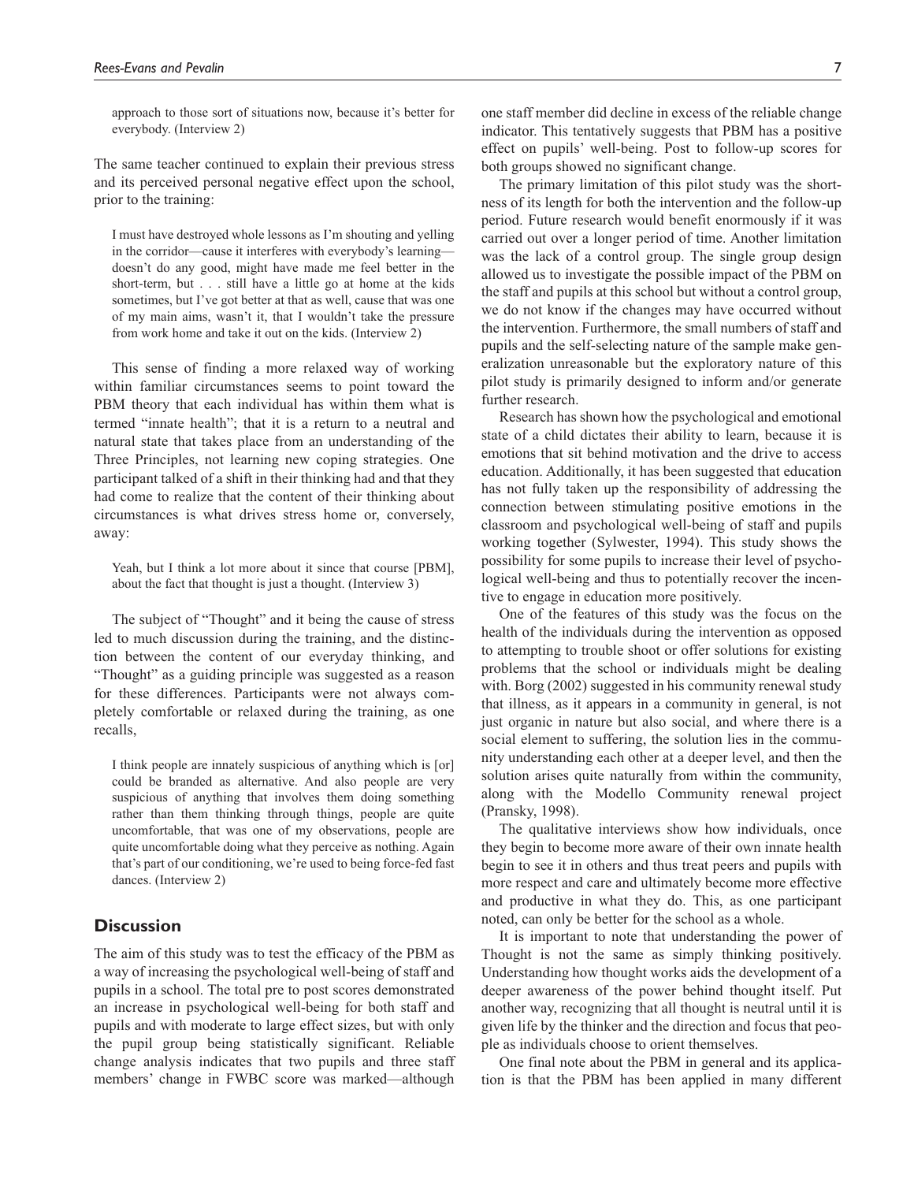> approach to those sort of situations now, because it's better for everybody. (Interview 2)

The same teacher continued to explain their previous stress and its perceived personal negative effect upon the school, prior to the training:

> I must have destroyed whole lessons as I'm shouting and yelling in the corridor—cause it interferes with everybody's learning—doesn't do any good, might have made me feel better in the short-term, but . . . still have a little go at home at the kids sometimes, but I've got better at that as well, cause that was one of my main aims, wasn't it, that I wouldn't take the pressure from work home and take it out on the kids. (Interview 2)

This sense of finding a more relaxed way of working within familiar circumstances seems to point toward the PBM theory that each individual has within them what is termed "innate health"; that it is a return to a neutral and natural state that takes place from an understanding of the Three Principles, not learning new coping strategies. One participant talked of a shift in their thinking had and that they had come to realize that the content of their thinking about circumstances is what drives stress home or, conversely, away:

> Yeah, but I think a lot more about it since that course [PBM], about the fact that thought is just a thought. (Interview 3)

The subject of "Thought" and it being the cause of stress led to much discussion during the training, and the distinction between the content of our everyday thinking, and "Thought" as a guiding principle was suggested as a reason for these differences. Participants were not always completely comfortable or relaxed during the training, as one recalls,

> I think people are innately suspicious of anything which is [or] could be branded as alternative. And also people are very suspicious of anything that involves them doing something rather than them thinking through things, people are quite uncomfortable, that was one of my observations, people are quite uncomfortable doing what they perceive as nothing. Again that's part of our conditioning, we're used to being force-fed fast dances. (Interview 2)

## Discussion

The aim of this study was to test the efficacy of the PBM as a way of increasing the psychological well-being of staff and pupils in a school. The total pre to post scores demonstrated an increase in psychological well-being for both staff and pupils and with moderate to large effect sizes, but with only the pupil group being statistically significant. Reliable change analysis indicates that two pupils and three staff members' change in FWBC score was marked—although one staff member did decline in excess of the reliable change indicator. This tentatively suggests that PBM has a positive effect on pupils' well-being. Post to follow-up scores for both groups showed no significant change.

The primary limitation of this pilot study was the shortness of its length for both the intervention and the follow-up period. Future research would benefit enormously if it was carried out over a longer period of time. Another limitation was the lack of a control group. The single group design allowed us to investigate the possible impact of the PBM on the staff and pupils at this school but without a control group, we do not know if the changes may have occurred without the intervention. Furthermore, the small numbers of staff and pupils and the self-selecting nature of the sample make generalization unreasonable but the exploratory nature of this pilot study is primarily designed to inform and/or generate further research.

Research has shown how the psychological and emotional state of a child dictates their ability to learn, because it is emotions that sit behind motivation and the drive to access education. Additionally, it has been suggested that education has not fully taken up the responsibility of addressing the connection between stimulating positive emotions in the classroom and psychological well-being of staff and pupils working together (Sylwester, 1994). This study shows the possibility for some pupils to increase their level of psychological well-being and thus to potentially recover the incentive to engage in education more positively.

One of the features of this study was the focus on the health of the individuals during the intervention as opposed to attempting to trouble shoot or offer solutions for existing problems that the school or individuals might be dealing with. Borg (2002) suggested in his community renewal study that illness, as it appears in a community in general, is not just organic in nature but also social, and where there is a social element to suffering, the solution lies in the community understanding each other at a deeper level, and then the solution arises quite naturally from within the community, along with the Modello Community renewal project (Pransky, 1998).

The qualitative interviews show how individuals, once they begin to become more aware of their own innate health begin to see it in others and thus treat peers and pupils with more respect and care and ultimately become more effective and productive in what they do. This, as one participant noted, can only be better for the school as a whole.

It is important to note that understanding the power of Thought is not the same as simply thinking positively. Understanding how thought works aids the development of a deeper awareness of the power behind thought itself. Put another way, recognizing that all thought is neutral until it is given life by the thinker and the direction and focus that people as individuals choose to orient themselves.

One final note about the PBM in general and its application is that the PBM has been applied in many different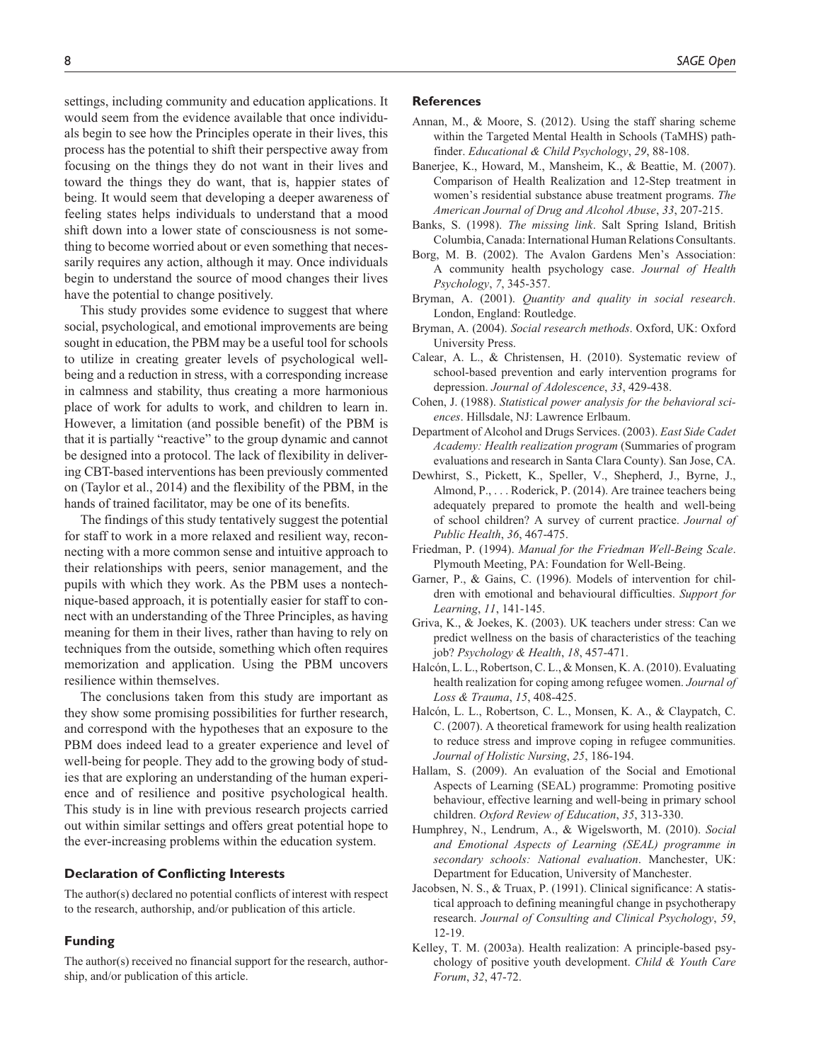settings, including community and education applications. It would seem from the evidence available that once individuals begin to see how the Principles operate in their lives, this process has the potential to shift their perspective away from focusing on the things they do not want in their lives and toward the things they do want, that is, happier states of being. It would seem that developing a deeper awareness of feeling states helps individuals to understand that a mood shift down into a lower state of consciousness is not something to become worried about or even something that necessarily requires any action, although it may. Once individuals begin to understand the source of mood changes their lives have the potential to change positively.

This study provides some evidence to suggest that where social, psychological, and emotional improvements are being sought in education, the PBM may be a useful tool for schools to utilize in creating greater levels of psychological well-being and a reduction in stress, with a corresponding increase in calmness and stability, thus creating a more harmonious place of work for adults to work, and children to learn in. However, a limitation (and possible benefit) of the PBM is that it is partially "reactive" to the group dynamic and cannot be designed into a protocol. The lack of flexibility in delivering CBT-based interventions has been previously commented on (Taylor et al., 2014) and the flexibility of the PBM, in the hands of trained facilitator, may be one of its benefits.

The findings of this study tentatively suggest the potential for staff to work in a more relaxed and resilient way, reconnecting with a more common sense and intuitive approach to their relationships with peers, senior management, and the pupils with which they work. As the PBM uses a nontechnique-based approach, it is potentially easier for staff to connect with an understanding of the Three Principles, as having meaning for them in their lives, rather than having to rely on techniques from the outside, something which often requires memorization and application. Using the PBM uncovers resilience within themselves.

The conclusions taken from this study are important as they show some promising possibilities for further research, and correspond with the hypotheses that an exposure to the PBM does indeed lead to a greater experience and level of well-being for people. They add to the growing body of studies that are exploring an understanding of the human experience and of resilience and positive psychological health. This study is in line with previous research projects carried out within similar settings and offers great potential hope to the ever-increasing problems within the education system.

### Declaration of Conflicting Interests

The author(s) declared no potential conflicts of interest with respect to the research, authorship, and/or publication of this article.

### Funding

The author(s) received no financial support for the research, authorship, and/or publication of this article.

### References

Annan, M., & Moore, S. (2012). Using the staff sharing scheme within the Targeted Mental Health in Schools (TaMHS) pathfinder. *Educational & Child Psychology*, *29*, 88-108.

Banerjee, K., Howard, M., Mansheim, K., & Beattie, M. (2007). Comparison of Health Realization and 12-Step treatment in women's residential substance abuse treatment programs. *The American Journal of Drug and Alcohol Abuse*, *33*, 207-215.

Banks, S. (1998). *The missing link*. Salt Spring Island, British Columbia, Canada: International Human Relations Consultants.

Borg, M. B. (2002). The Avalon Gardens Men's Association: A community health psychology case. *Journal of Health Psychology*, *7*, 345-357.

Bryman, A. (2001). *Quantity and quality in social research*. London, England: Routledge.

Bryman, A. (2004). *Social research methods*. Oxford, UK: Oxford University Press.

Calear, A. L., & Christensen, H. (2010). Systematic review of school-based prevention and early intervention programs for depression. *Journal of Adolescence*, *33*, 429-438.

Cohen, J. (1988). *Statistical power analysis for the behavioral sciences*. Hillsdale, NJ: Lawrence Erlbaum.

Department of Alcohol and Drugs Services. (2003). *East Side Cadet Academy: Health realization program* (Summaries of program evaluations and research in Santa Clara County). San Jose, CA.

Dewhirst, S., Pickett, K., Speller, V., Shepherd, J., Byrne, J., Almond, P., . . . Roderick, P. (2014). Are trainee teachers being adequately prepared to promote the health and well-being of school children? A survey of current practice. *Journal of Public Health*, *36*, 467-475.

Friedman, P. (1994). *Manual for the Friedman Well-Being Scale*. Plymouth Meeting, PA: Foundation for Well-Being.

Garner, P., & Gains, C. (1996). Models of intervention for children with emotional and behavioural difficulties. *Support for Learning*, *11*, 141-145.

Griva, K., & Joekes, K. (2003). UK teachers under stress: Can we predict wellness on the basis of characteristics of the teaching job? *Psychology & Health*, *18*, 457-471.

Halcón, L. L., Robertson, C. L., & Monsen, K. A. (2010). Evaluating health realization for coping among refugee women. *Journal of Loss & Trauma*, *15*, 408-425.

Halcón, L. L., Robertson, C. L., Monsen, K. A., & Claypatch, C. C. (2007). A theoretical framework for using health realization to reduce stress and improve coping in refugee communities. *Journal of Holistic Nursing*, *25*, 186-194.

Hallam, S. (2009). An evaluation of the Social and Emotional Aspects of Learning (SEAL) programme: Promoting positive behaviour, effective learning and well-being in primary school children. *Oxford Review of Education*, *35*, 313-330.

Humphrey, N., Lendrum, A., & Wigelsworth, M. (2010). *Social and Emotional Aspects of Learning (SEAL) programme in secondary schools: National evaluation*. Manchester, UK: Department for Education, University of Manchester.

Jacobsen, N. S., & Truax, P. (1991). Clinical significance: A statistical approach to defining meaningful change in psychotherapy research. *Journal of Consulting and Clinical Psychology*, *59*, 12-19.

Kelley, T. M. (2003a). Health realization: A principle-based psychology of positive youth development. *Child & Youth Care Forum*, *32*, 47-72.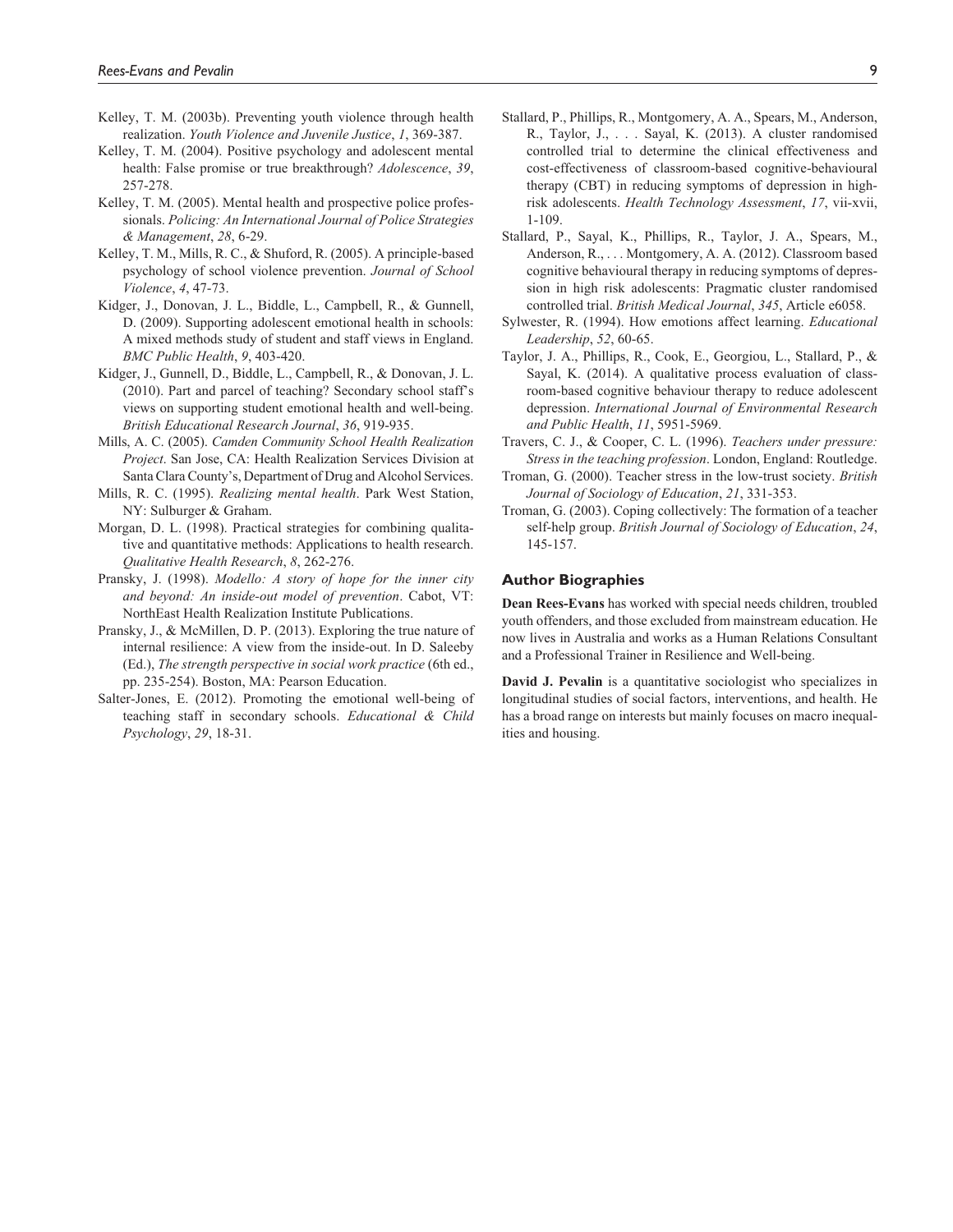Kelley, T. M. (2003b). Preventing youth violence through health realization. *Youth Violence and Juvenile Justice*, *1*, 369-387.

Kelley, T. M. (2004). Positive psychology and adolescent mental health: False promise or true breakthrough? *Adolescence*, *39*, 257-278.

Kelley, T. M. (2005). Mental health and prospective police professionals. *Policing: An International Journal of Police Strategies & Management*, *28*, 6-29.

Kelley, T. M., Mills, R. C., & Shuford, R. (2005). A principle-based psychology of school violence prevention. *Journal of School Violence*, *4*, 47-73.

Kidger, J., Donovan, J. L., Biddle, L., Campbell, R., & Gunnell, D. (2009). Supporting adolescent emotional health in schools: A mixed methods study of student and staff views in England. *BMC Public Health*, *9*, 403-420.

Kidger, J., Gunnell, D., Biddle, L., Campbell, R., & Donovan, J. L. (2010). Part and parcel of teaching? Secondary school staff's views on supporting student emotional health and well-being. *British Educational Research Journal*, *36*, 919-935.

Mills, A. C. (2005). *Camden Community School Health Realization Project*. San Jose, CA: Health Realization Services Division at Santa Clara County's, Department of Drug and Alcohol Services.

Mills, R. C. (1995). *Realizing mental health*. Park West Station, NY: Sulburger & Graham.

Morgan, D. L. (1998). Practical strategies for combining qualitative and quantitative methods: Applications to health research. *Qualitative Health Research*, *8*, 262-276.

Pransky, J. (1998). *Modello: A story of hope for the inner city and beyond: An inside-out model of prevention*. Cabot, VT: NorthEast Health Realization Institute Publications.

Pransky, J., & McMillen, D. P. (2013). Exploring the true nature of internal resilience: A view from the inside-out. In D. Saleeby (Ed.), *The strength perspective in social work practice* (6th ed., pp. 235-254). Boston, MA: Pearson Education.

Salter-Jones, E. (2012). Promoting the emotional well-being of teaching staff in secondary schools. *Educational & Child Psychology*, *29*, 18-31.

Stallard, P., Phillips, R., Montgomery, A. A., Spears, M., Anderson, R., Taylor, J., . . . Sayal, K. (2013). A cluster randomised controlled trial to determine the clinical effectiveness and cost-effectiveness of classroom-based cognitive-behavioural therapy (CBT) in reducing symptoms of depression in high-risk adolescents. *Health Technology Assessment*, *17*, vii-xvii, 1-109.

Stallard, P., Sayal, K., Phillips, R., Taylor, J. A., Spears, M., Anderson, R., . . . Montgomery, A. A. (2012). Classroom based cognitive behavioural therapy in reducing symptoms of depression in high risk adolescents: Pragmatic cluster randomised controlled trial. *British Medical Journal*, *345*, Article e6058.

Sylwester, R. (1994). How emotions affect learning. *Educational Leadership*, *52*, 60-65.

Taylor, J. A., Phillips, R., Cook, E., Georgiou, L., Stallard, P., & Sayal, K. (2014). A qualitative process evaluation of classroom-based cognitive behaviour therapy to reduce adolescent depression. *International Journal of Environmental Research and Public Health*, *11*, 5951-5969.

Travers, C. J., & Cooper, C. L. (1996). *Teachers under pressure: Stress in the teaching profession*. London, England: Routledge.

Troman, G. (2000). Teacher stress in the low-trust society. *British Journal of Sociology of Education*, *21*, 331-353.

Troman, G. (2003). Coping collectively: The formation of a teacher self-help group. *British Journal of Sociology of Education*, *24*, 145-157.

## Author Biographies

**Dean Rees-Evans** has worked with special needs children, troubled youth offenders, and those excluded from mainstream education. He now lives in Australia and works as a Human Relations Consultant and a Professional Trainer in Resilience and Well-being.

**David J. Pevalin** is a quantitative sociologist who specializes in longitudinal studies of social factors, interventions, and health. He has a broad range on interests but mainly focuses on macro inequalities and housing.